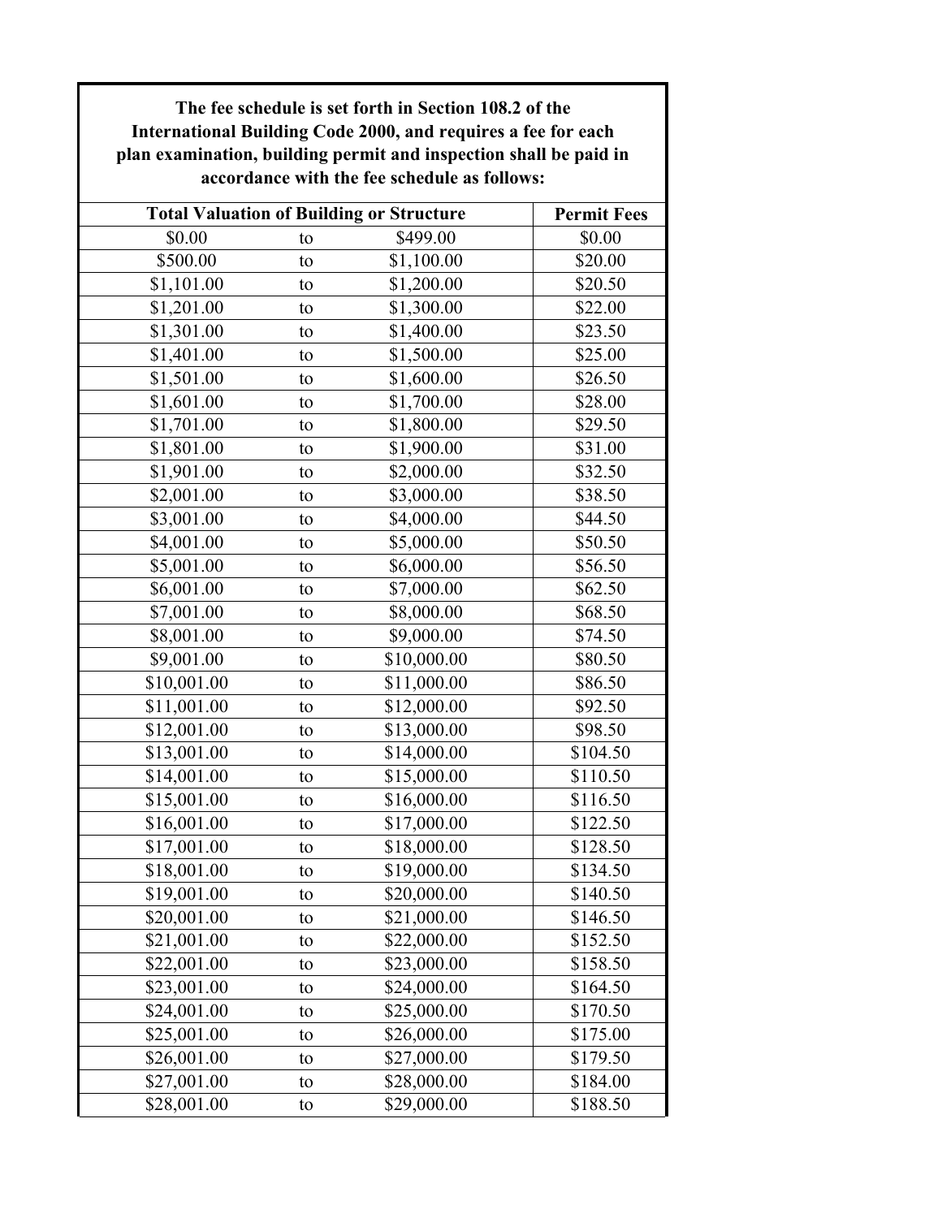**The fee schedule is set forth in Section 108.2 of the International Building Code 2000, and requires a fee for each plan examination, building permit and inspection shall be paid in accordance with the fee schedule as follows:**

| Total Valuation of Building or Structure | | | Permit Fees |
|---|---|---|---|
| $0.00 | to | $499.00 | $0.00 |
| $500.00 | to | $1,100.00 | $20.00 |
| $1,101.00 | to | $1,200.00 | $20.50 |
| $1,201.00 | to | $1,300.00 | $22.00 |
| $1,301.00 | to | $1,400.00 | $23.50 |
| $1,401.00 | to | $1,500.00 | $25.00 |
| $1,501.00 | to | $1,600.00 | $26.50 |
| $1,601.00 | to | $1,700.00 | $28.00 |
| $1,701.00 | to | $1,800.00 | $29.50 |
| $1,801.00 | to | $1,900.00 | $31.00 |
| $1,901.00 | to | $2,000.00 | $32.50 |
| $2,001.00 | to | $3,000.00 | $38.50 |
| $3,001.00 | to | $4,000.00 | $44.50 |
| $4,001.00 | to | $5,000.00 | $50.50 |
| $5,001.00 | to | $6,000.00 | $56.50 |
| $6,001.00 | to | $7,000.00 | $62.50 |
| $7,001.00 | to | $8,000.00 | $68.50 |
| $8,001.00 | to | $9,000.00 | $74.50 |
| $9,001.00 | to | $10,000.00 | $80.50 |
| $10,001.00 | to | $11,000.00 | $86.50 |
| $11,001.00 | to | $12,000.00 | $92.50 |
| $12,001.00 | to | $13,000.00 | $98.50 |
| $13,001.00 | to | $14,000.00 | $104.50 |
| $14,001.00 | to | $15,000.00 | $110.50 |
| $15,001.00 | to | $16,000.00 | $116.50 |
| $16,001.00 | to | $17,000.00 | $122.50 |
| $17,001.00 | to | $18,000.00 | $128.50 |
| $18,001.00 | to | $19,000.00 | $134.50 |
| $19,001.00 | to | $20,000.00 | $140.50 |
| $20,001.00 | to | $21,000.00 | $146.50 |
| $21,001.00 | to | $22,000.00 | $152.50 |
| $22,001.00 | to | $23,000.00 | $158.50 |
| $23,001.00 | to | $24,000.00 | $164.50 |
| $24,001.00 | to | $25,000.00 | $170.50 |
| $25,001.00 | to | $26,000.00 | $175.00 |
| $26,001.00 | to | $27,000.00 | $179.50 |
| $27,001.00 | to | $28,000.00 | $184.00 |
| $28,001.00 | to | $29,000.00 | $188.50 |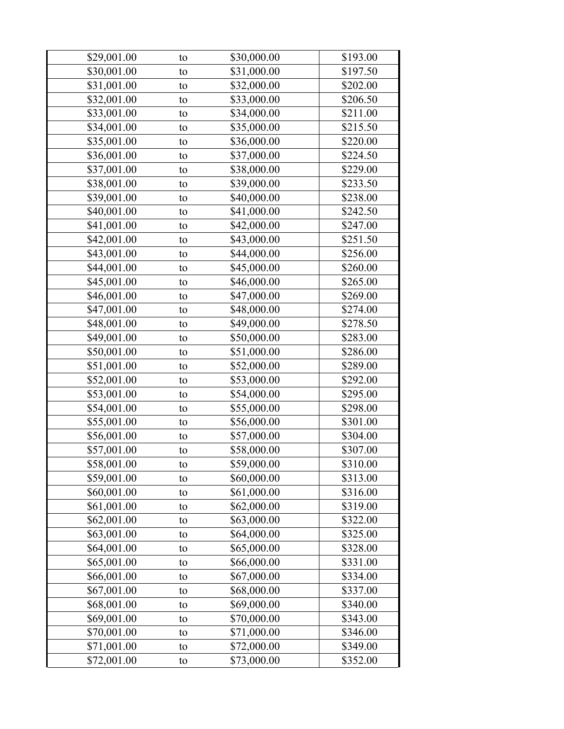| | | | |
|---|---|---|---|
| $29,001.00 | to | $30,000.00 | $193.00 |
| $30,001.00 | to | $31,000.00 | $197.50 |
| $31,001.00 | to | $32,000.00 | $202.00 |
| $32,001.00 | to | $33,000.00 | $206.50 |
| $33,001.00 | to | $34,000.00 | $211.00 |
| $34,001.00 | to | $35,000.00 | $215.50 |
| $35,001.00 | to | $36,000.00 | $220.00 |
| $36,001.00 | to | $37,000.00 | $224.50 |
| $37,001.00 | to | $38,000.00 | $229.00 |
| $38,001.00 | to | $39,000.00 | $233.50 |
| $39,001.00 | to | $40,000.00 | $238.00 |
| $40,001.00 | to | $41,000.00 | $242.50 |
| $41,001.00 | to | $42,000.00 | $247.00 |
| $42,001.00 | to | $43,000.00 | $251.50 |
| $43,001.00 | to | $44,000.00 | $256.00 |
| $44,001.00 | to | $45,000.00 | $260.00 |
| $45,001.00 | to | $46,000.00 | $265.00 |
| $46,001.00 | to | $47,000.00 | $269.00 |
| $47,001.00 | to | $48,000.00 | $274.00 |
| $48,001.00 | to | $49,000.00 | $278.50 |
| $49,001.00 | to | $50,000.00 | $283.00 |
| $50,001.00 | to | $51,000.00 | $286.00 |
| $51,001.00 | to | $52,000.00 | $289.00 |
| $52,001.00 | to | $53,000.00 | $292.00 |
| $53,001.00 | to | $54,000.00 | $295.00 |
| $54,001.00 | to | $55,000.00 | $298.00 |
| $55,001.00 | to | $56,000.00 | $301.00 |
| $56,001.00 | to | $57,000.00 | $304.00 |
| $57,001.00 | to | $58,000.00 | $307.00 |
| $58,001.00 | to | $59,000.00 | $310.00 |
| $59,001.00 | to | $60,000.00 | $313.00 |
| $60,001.00 | to | $61,000.00 | $316.00 |
| $61,001.00 | to | $62,000.00 | $319.00 |
| $62,001.00 | to | $63,000.00 | $322.00 |
| $63,001.00 | to | $64,000.00 | $325.00 |
| $64,001.00 | to | $65,000.00 | $328.00 |
| $65,001.00 | to | $66,000.00 | $331.00 |
| $66,001.00 | to | $67,000.00 | $334.00 |
| $67,001.00 | to | $68,000.00 | $337.00 |
| $68,001.00 | to | $69,000.00 | $340.00 |
| $69,001.00 | to | $70,000.00 | $343.00 |
| $70,001.00 | to | $71,000.00 | $346.00 |
| $71,001.00 | to | $72,000.00 | $349.00 |
| $72,001.00 | to | $73,000.00 | $352.00 |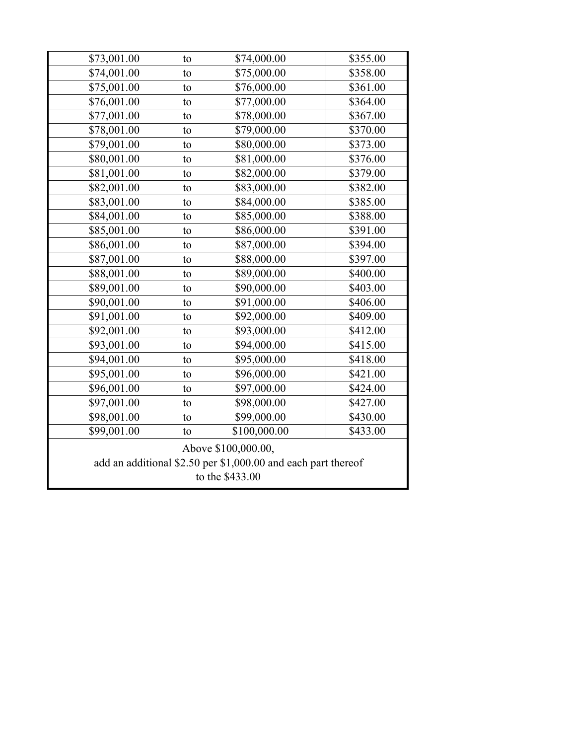| | | | |
|---|---|---|---|
| $73,001.00 | to | $74,000.00 | $355.00 |
| $74,001.00 | to | $75,000.00 | $358.00 |
| $75,001.00 | to | $76,000.00 | $361.00 |
| $76,001.00 | to | $77,000.00 | $364.00 |
| $77,001.00 | to | $78,000.00 | $367.00 |
| $78,001.00 | to | $79,000.00 | $370.00 |
| $79,001.00 | to | $80,000.00 | $373.00 |
| $80,001.00 | to | $81,000.00 | $376.00 |
| $81,001.00 | to | $82,000.00 | $379.00 |
| $82,001.00 | to | $83,000.00 | $382.00 |
| $83,001.00 | to | $84,000.00 | $385.00 |
| $84,001.00 | to | $85,000.00 | $388.00 |
| $85,001.00 | to | $86,000.00 | $391.00 |
| $86,001.00 | to | $87,000.00 | $394.00 |
| $87,001.00 | to | $88,000.00 | $397.00 |
| $88,001.00 | to | $89,000.00 | $400.00 |
| $89,001.00 | to | $90,000.00 | $403.00 |
| $90,001.00 | to | $91,000.00 | $406.00 |
| $91,001.00 | to | $92,000.00 | $409.00 |
| $92,001.00 | to | $93,000.00 | $412.00 |
| $93,001.00 | to | $94,000.00 | $415.00 |
| $94,001.00 | to | $95,000.00 | $418.00 |
| $95,001.00 | to | $96,000.00 | $421.00 |
| $96,001.00 | to | $97,000.00 | $424.00 |
| $97,001.00 | to | $98,000.00 | $427.00 |
| $98,001.00 | to | $99,000.00 | $430.00 |
| $99,001.00 | to | $100,000.00 | $433.00 |
| Above $100,000.00, add an additional $2.50 per $1,000.00 and each part thereof to the $433.00 | | | |